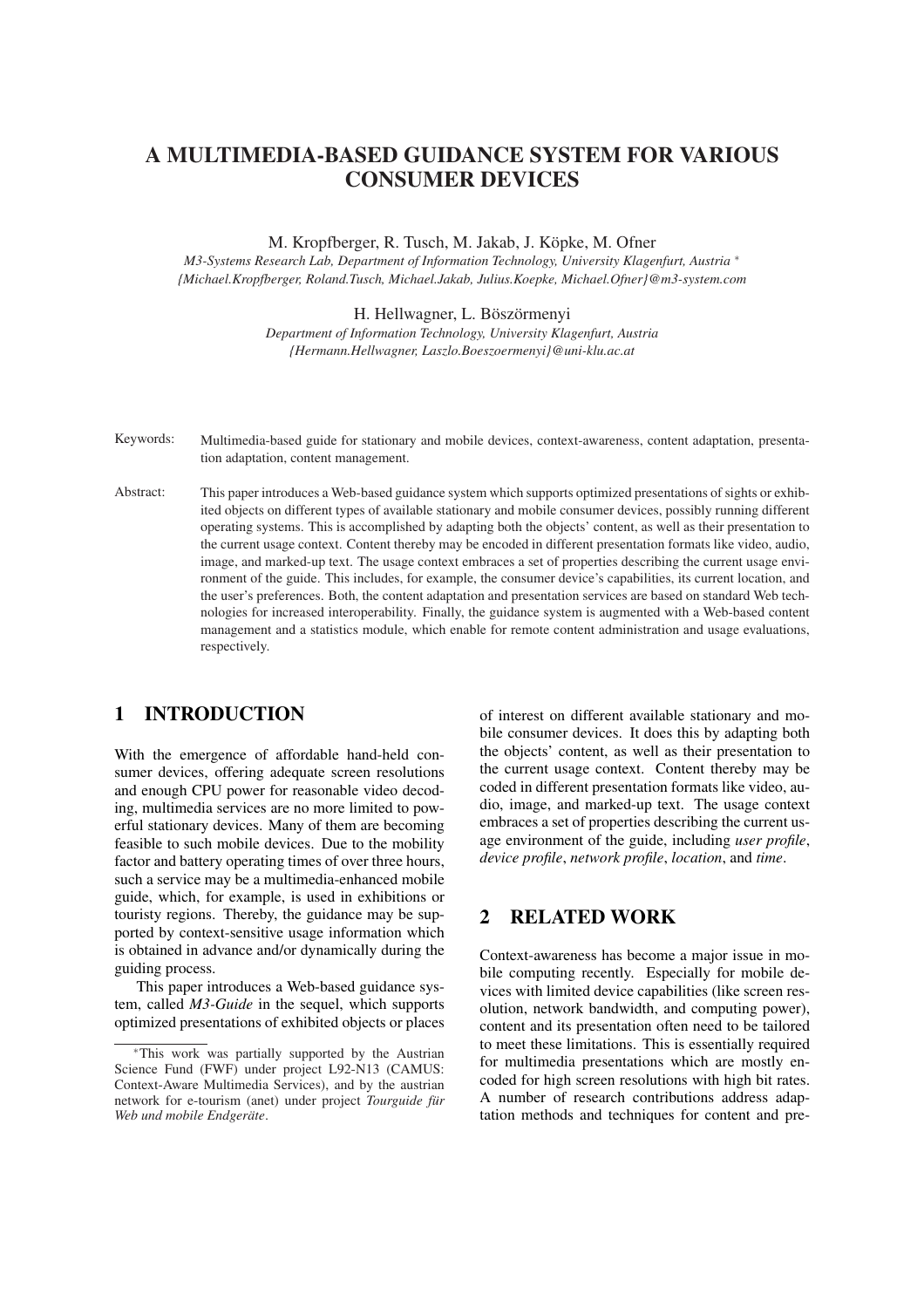# A MULTIMEDIA-BASED GUIDANCE SYSTEM FOR VARIOUS CONSUMER DEVICES

M. Kropfberger, R. Tusch, M. Jakab, J. Köpke, M. Ofner

*M3-Systems Research Lab, Department of Information Technology, University Klagenfurt, Austria* [*]

*{Michael.Kropfberger, Roland.Tusch, Michael.Jakab, Julius.Koepke, Michael.Ofner}@m3-system.com*

H. Hellwagner, L. Böszörmenyi

*Department of Information Technology, University Klagenfurt, Austria*

*{Hermann.Hellwagner, Laszlo.Boeszoermenyi}@uni-klu.ac.at*

Keywords: Multimedia-based guide for stationary and mobile devices, context-awareness, content adaptation, presentation adaptation, content management.

Abstract: This paper introduces a Web-based guidance system which supports optimized presentations of sights or exhibited objects on different types of available stationary and mobile consumer devices, possibly running different operating systems. This is accomplished by adapting both the objects' content, as well as their presentation to the current usage context. Content thereby may be encoded in different presentation formats like video, audio, image, and marked-up text. The usage context embraces a set of properties describing the current usage environment of the guide. This includes, for example, the consumer device's capabilities, its current location, and the user's preferences. Both, the content adaptation and presentation services are based on standard Web technologies for increased interoperability. Finally, the guidance system is augmented with a Web-based content management and a statistics module, which enable for remote content administration and usage evaluations, respectively.

## 1 INTRODUCTION

With the emergence of affordable hand-held consumer devices, offering adequate screen resolutions and enough CPU power for reasonable video decoding, multimedia services are no more limited to powerful stationary devices. Many of them are becoming feasible to such mobile devices. Due to the mobility factor and battery operating times of over three hours, such a service may be a multimedia-enhanced mobile guide, which, for example, is used in exhibitions or touristy regions. Thereby, the guidance may be supported by context-sensitive usage information which is obtained in advance and/or dynamically during the guiding process.

This paper introduces a Web-based guidance system, called *M3-Guide* in the sequel, which supports optimized presentations of exhibited objects or places of interest on different available stationary and mobile consumer devices. It does this by adapting both the objects' content, as well as their presentation to the current usage context. Content thereby may be coded in different presentation formats like video, audio, image, and marked-up text. The usage context embraces a set of properties describing the current usage environment of the guide, including *user profile*, *device profile*, *network profile*, *location*, and *time*.

## 2 RELATED WORK

Context-awareness has become a major issue in mobile computing recently. Especially for mobile devices with limited device capabilities (like screen resolution, network bandwidth, and computing power), content and its presentation often need to be tailored to meet these limitations. This is essentially required for multimedia presentations which are mostly encoded for high screen resolutions with high bit rates. A number of research contributions address adaptation methods and techniques for content and pre-

[*] This work was partially supported by the Austrian Science Fund (FWF) under project L92-N13 (CAMUS: Context-Aware Multimedia Services), and by the austrian network for e-tourism (anet) under project *Tourguide für Web und mobile Endgeräte*.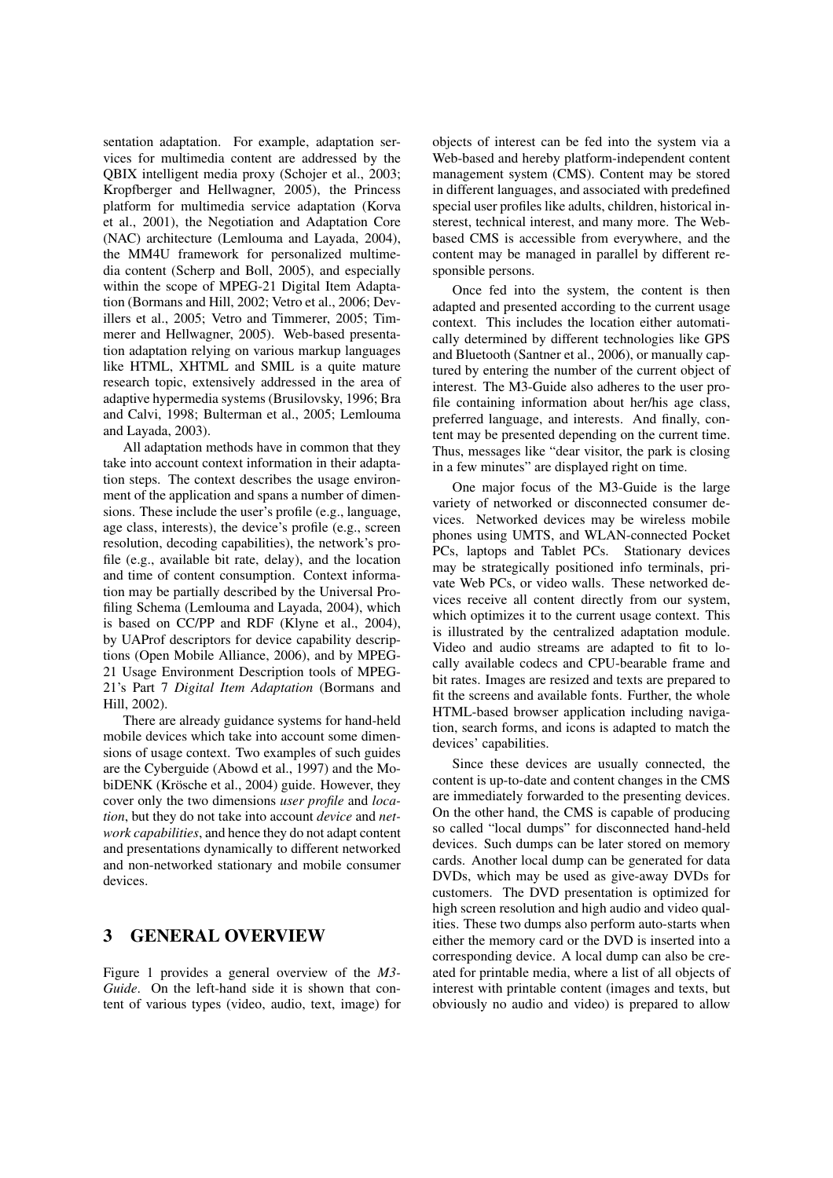sentation adaptation. For example, adaptation services for multimedia content are addressed by the QBIX intelligent media proxy (Schojer et al., 2003; Kropfberger and Hellwagner, 2005), the Princess platform for multimedia service adaptation (Korva et al., 2001), the Negotiation and Adaptation Core (NAC) architecture (Lemlouma and Layada, 2004), the MM4U framework for personalized multimedia content (Scherp and Boll, 2005), and especially within the scope of MPEG-21 Digital Item Adaptation (Bormans and Hill, 2002; Vetro et al., 2006; Devillers et al., 2005; Vetro and Timmerer, 2005; Timmerer and Hellwagner, 2005). Web-based presentation adaptation relying on various markup languages like HTML, XHTML and SMIL is a quite mature research topic, extensively addressed in the area of adaptive hypermedia systems (Brusilovsky, 1996; Bra and Calvi, 1998; Bulterman et al., 2005; Lemlouma and Layada, 2003).

All adaptation methods have in common that they take into account context information in their adaptation steps. The context describes the usage environment of the application and spans a number of dimensions. These include the user's profile (e.g., language, age class, interests), the device's profile (e.g., screen resolution, decoding capabilities), the network's profile (e.g., available bit rate, delay), and the location and time of content consumption. Context information may be partially described by the Universal Profiling Schema (Lemlouma and Layada, 2004), which is based on CC/PP and RDF (Klyne et al., 2004), by UAProf descriptors for device capability descriptions (Open Mobile Alliance, 2006), and by MPEG-21 Usage Environment Description tools of MPEG-21's Part 7 *Digital Item Adaptation* (Bormans and Hill, 2002).

There are already guidance systems for hand-held mobile devices which take into account some dimensions of usage context. Two examples of such guides are the Cyberguide (Abowd et al., 1997) and the MobiDENK (Krösche et al., 2004) guide. However, they cover only the two dimensions *user profile* and *location*, but they do not take into account *device* and *network capabilities*, and hence they do not adapt content and presentations dynamically to different networked and non-networked stationary and mobile consumer devices.

## 3 GENERAL OVERVIEW

Figure 1 provides a general overview of the *M3-Guide*. On the left-hand side it is shown that content of various types (video, audio, text, image) for objects of interest can be fed into the system via a Web-based and hereby platform-independent content management system (CMS). Content may be stored in different languages, and associated with predefined special user profiles like adults, children, historical insterest, technical interest, and many more. The Web-based CMS is accessible from everywhere, and the content may be managed in parallel by different responsible persons.

Once fed into the system, the content is then adapted and presented according to the current usage context. This includes the location either automatically determined by different technologies like GPS and Bluetooth (Santner et al., 2006), or manually captured by entering the number of the current object of interest. The M3-Guide also adheres to the user profile containing information about her/his age class, preferred language, and interests. And finally, content may be presented depending on the current time. Thus, messages like "dear visitor, the park is closing in a few minutes" are displayed right on time.

One major focus of the M3-Guide is the large variety of networked or disconnected consumer devices. Networked devices may be wireless mobile phones using UMTS, and WLAN-connected Pocket PCs, laptops and Tablet PCs. Stationary devices may be strategically positioned info terminals, private Web PCs, or video walls. These networked devices receive all content directly from our system, which optimizes it to the current usage context. This is illustrated by the centralized adaptation module. Video and audio streams are adapted to fit to locally available codecs and CPU-bearable frame and bit rates. Images are resized and texts are prepared to fit the screens and available fonts. Further, the whole HTML-based browser application including navigation, search forms, and icons is adapted to match the devices' capabilities.

Since these devices are usually connected, the content is up-to-date and content changes in the CMS are immediately forwarded to the presenting devices. On the other hand, the CMS is capable of producing so called "local dumps" for disconnected hand-held devices. Such dumps can be later stored on memory cards. Another local dump can be generated for data DVDs, which may be used as give-away DVDs for customers. The DVD presentation is optimized for high screen resolution and high audio and video qualities. These two dumps also perform auto-starts when either the memory card or the DVD is inserted into a corresponding device. A local dump can also be created for printable media, where a list of all objects of interest with printable content (images and texts, but obviously no audio and video) is prepared to allow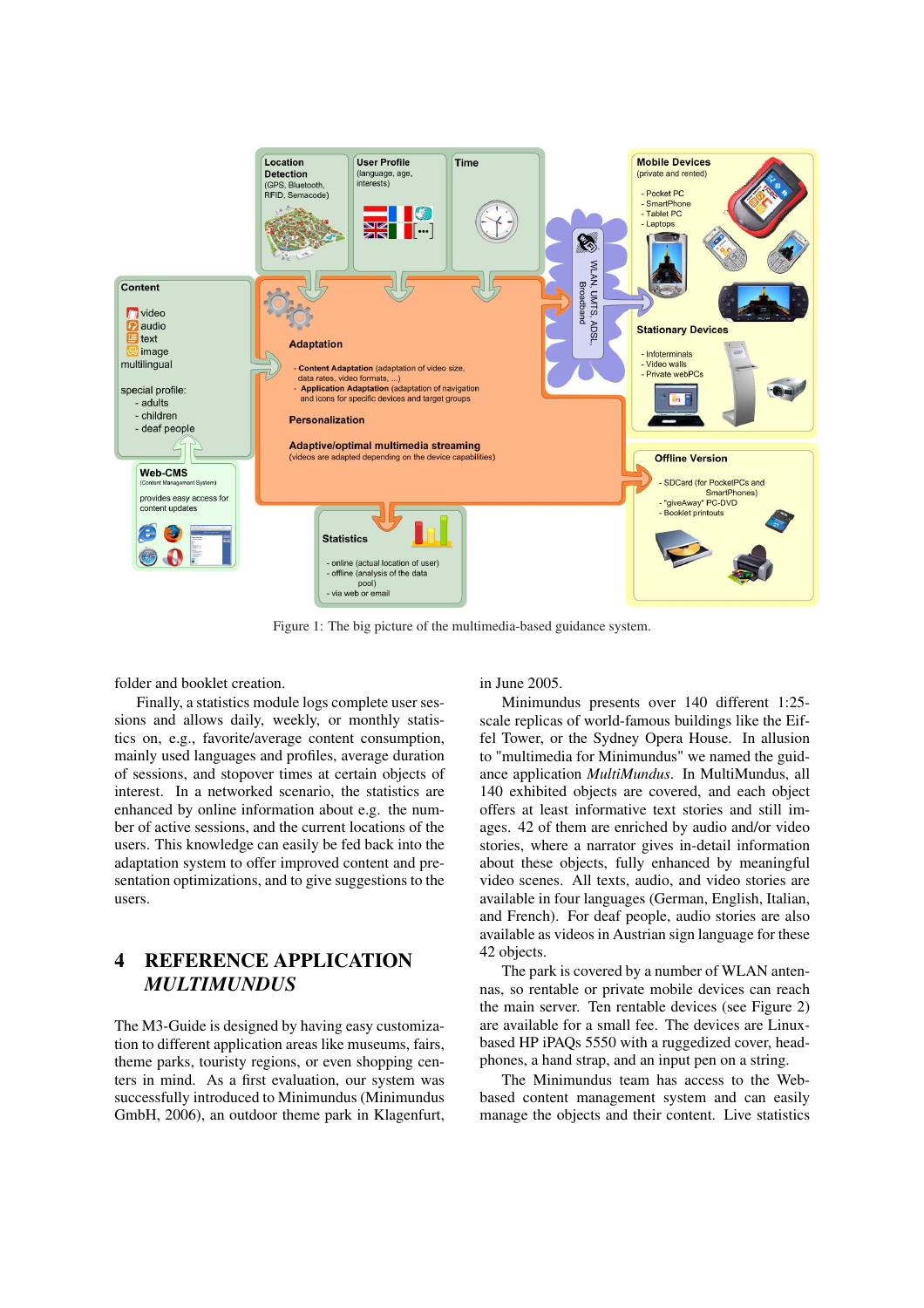Figure 1: The big picture of the multimedia-based guidance system.

folder and booklet creation.

Finally, a statistics module logs complete user sessions and allows daily, weekly, or monthly statistics on, e.g., favorite/average content consumption, mainly used languages and profiles, average duration of sessions, and stopover times at certain objects of interest. In a networked scenario, the statistics are enhanced by online information about e.g. the number of active sessions, and the current locations of the users. This knowledge can easily be fed back into the adaptation system to offer improved content and presentation optimizations, and to give suggestions to the users.

## 4 REFERENCE APPLICATION *MULTIMUNDUS*

The M3-Guide is designed by having easy customization to different application areas like museums, fairs, theme parks, touristy regions, or even shopping centers in mind. As a first evaluation, our system was successfully introduced to Minimundus (Minimundus GmbH, 2006), an outdoor theme park in Klagenfurt, in June 2005.

Minimundus presents over 140 different 1:25-scale replicas of world-famous buildings like the Eiffel Tower, or the Sydney Opera House. In allusion to "multimedia for Minimundus" we named the guidance application *MultiMundus*. In MultiMundus, all 140 exhibited objects are covered, and each object offers at least informative text stories and still images. 42 of them are enriched by audio and/or video stories, where a narrator gives in-detail information about these objects, fully enhanced by meaningful video scenes. All texts, audio, and video stories are available in four languages (German, English, Italian, and French). For deaf people, audio stories are also available as videos in Austrian sign language for these 42 objects.

The park is covered by a number of WLAN antennas, so rentable or private mobile devices can reach the main server. Ten rentable devices (see Figure 2) are available for a small fee. The devices are Linux-based HP iPAQs 5550 with a ruggedized cover, headphones, a hand strap, and an input pen on a string.

The Minimundus team has access to the Web-based content management system and can easily manage the objects and their content. Live statistics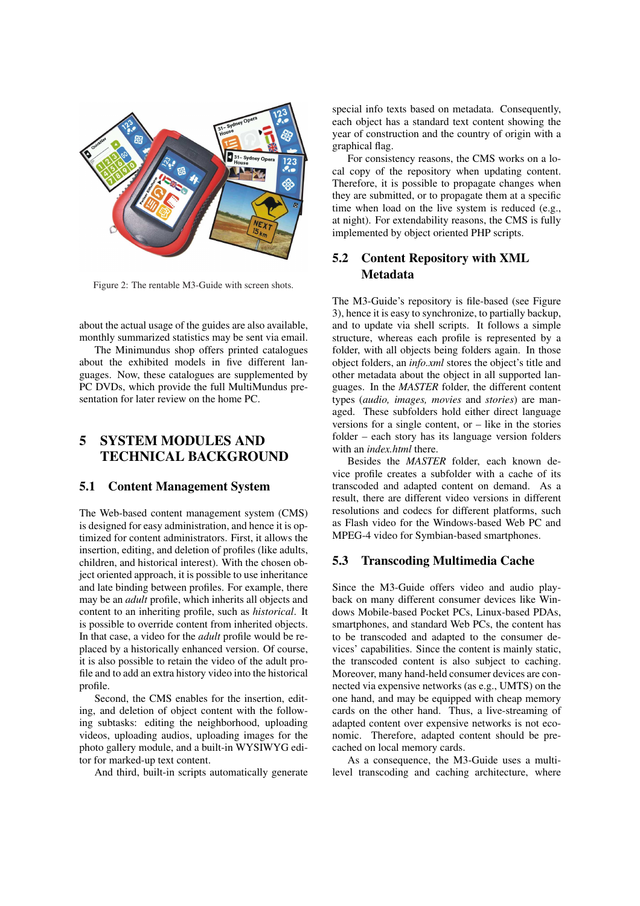Figure 2: The rentable M3-Guide with screen shots.

about the actual usage of the guides are also available, monthly summarized statistics may be sent via email.

The Minimundus shop offers printed catalogues about the exhibited models in five different languages. Now, these catalogues are supplemented by PC DVDs, which provide the full MultiMundus presentation for later review on the home PC.

# 5 SYSTEM MODULES AND TECHNICAL BACKGROUND

## 5.1 Content Management System

The Web-based content management system (CMS) is designed for easy administration, and hence it is optimized for content administrators. First, it allows the insertion, editing, and deletion of profiles (like adults, children, and historical interest). With the chosen object oriented approach, it is possible to use inheritance and late binding between profiles. For example, there may be an *adult* profile, which inherits all objects and content to an inheriting profile, such as *historical*. It is possible to override content from inherited objects. In that case, a video for the *adult* profile would be replaced by a historically enhanced version. Of course, it is also possible to retain the video of the adult profile and to add an extra history video into the historical profile.

Second, the CMS enables for the insertion, editing, and deletion of object content with the following subtasks: editing the neighborhood, uploading videos, uploading audios, uploading images for the photo gallery module, and a built-in WYSIWYG editor for marked-up text content.

And third, built-in scripts automatically generate special info texts based on metadata. Consequently, each object has a standard text content showing the year of construction and the country of origin with a graphical flag.

For consistency reasons, the CMS works on a local copy of the repository when updating content. Therefore, it is possible to propagate changes when they are submitted, or to propagate them at a specific time when load on the live system is reduced (e.g., at night). For extendability reasons, the CMS is fully implemented by object oriented PHP scripts.

## 5.2 Content Repository with XML Metadata

The M3-Guide's repository is file-based (see Figure 3), hence it is easy to synchronize, to partially backup, and to update via shell scripts. It follows a simple structure, whereas each profile is represented by a folder, with all objects being folders again. In those object folders, an *info.xml* stores the object's title and other metadata about the object in all supported languages. In the *MASTER* folder, the different content types (*audio, images, movies* and *stories*) are managed. These subfolders hold either direct language versions for a single content, or – like in the stories folder – each story has its language version folders with an *index.html* there.

Besides the *MASTER* folder, each known device profile creates a subfolder with a cache of its transcoded and adapted content on demand. As a result, there are different video versions in different resolutions and codecs for different platforms, such as Flash video for the Windows-based Web PC and MPEG-4 video for Symbian-based smartphones.

## 5.3 Transcoding Multimedia Cache

Since the M3-Guide offers video and audio playback on many different consumer devices like Windows Mobile-based Pocket PCs, Linux-based PDAs, smartphones, and standard Web PCs, the content has to be transcoded and adapted to the consumer devices' capabilities. Since the content is mainly static, the transcoded content is also subject to caching. Moreover, many hand-held consumer devices are connected via expensive networks (as e.g., UMTS) on the one hand, and may be equipped with cheap memory cards on the other hand. Thus, a live-streaming of adapted content over expensive networks is not economic. Therefore, adapted content should be pre-cached on local memory cards.

As a consequence, the M3-Guide uses a multi-level transcoding and caching architecture, where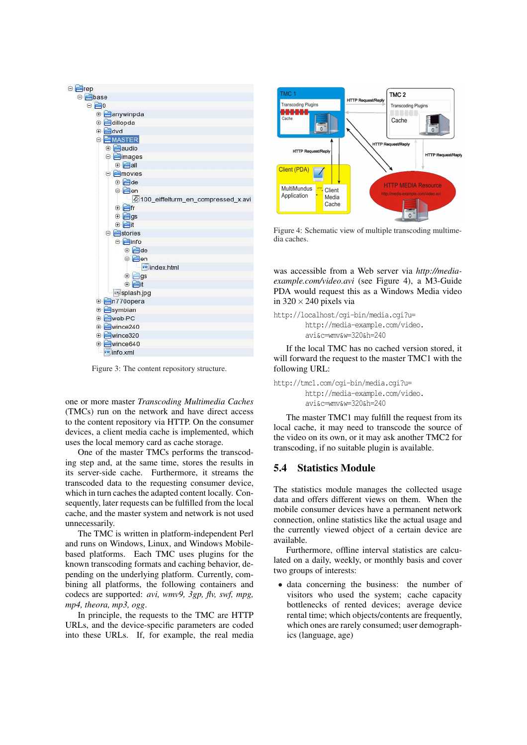Figure 3: The content repository structure.

one or more master *Transcoding Multimedia Caches* (TMCs) run on the network and have direct access to the content repository via HTTP. On the consumer devices, a client media cache is implemented, which uses the local memory card as cache storage.

One of the master TMCs performs the transcoding step and, at the same time, stores the results in its server-side cache. Furthermore, it streams the transcoded data to the requesting consumer device, which in turn caches the adapted content locally. Consequently, later requests can be fulfilled from the local cache, and the master system and network is not used unnecessarily.

The TMC is written in platform-independent Perl and runs on Windows, Linux, and Windows Mobile-based platforms. Each TMC uses plugins for the known transcoding formats and caching behavior, depending on the underlying platform. Currently, combining all platforms, the following containers and codecs are supported: *avi, wmv9, 3gp, flv, swf, mpg, mp4, theora, mp3, ogg*.

In principle, the requests to the TMC are HTTP URLs, and the device-specific parameters are coded into these URLs. If, for example, the real media

Figure 4: Schematic view of multiple transcoding multimedia caches.

was accessible from a Web server via *http://media-example.com/video.avi* (see Figure 4), a M3-Guide PDA would request this as a Windows Media video in $320 \times 240$ pixels via

```
http://localhost/cgi-bin/media.cgi?u=
        http://media-example.com/video.
        avi&c=wmv&w=320&h=240
```

If the local TMC has no cached version stored, it will forward the request to the master TMC1 with the following URL:

```
http://tmc1.com/cgi-bin/media.cgi?u=
        http://media-example.com/video.
        avi&c=wmv&w=320&h=240
```

The master TMC1 may fulfill the request from its local cache, it may need to transcode the source of the video on its own, or it may ask another TMC2 for transcoding, if no suitable plugin is available.

## 5.4 Statistics Module

The statistics module manages the collected usage data and offers different views on them. When the mobile consumer devices have a permanent network connection, online statistics like the actual usage and the currently viewed object of a certain device are available.

Furthermore, offline interval statistics are calculated on a daily, weekly, or monthly basis and cover two groups of interests:

- data concerning the business: the number of visitors who used the system; cache capacity bottlenecks of rented devices; average device rental time; which objects/contents are frequently, which ones are rarely consumed; user demographics (language, age)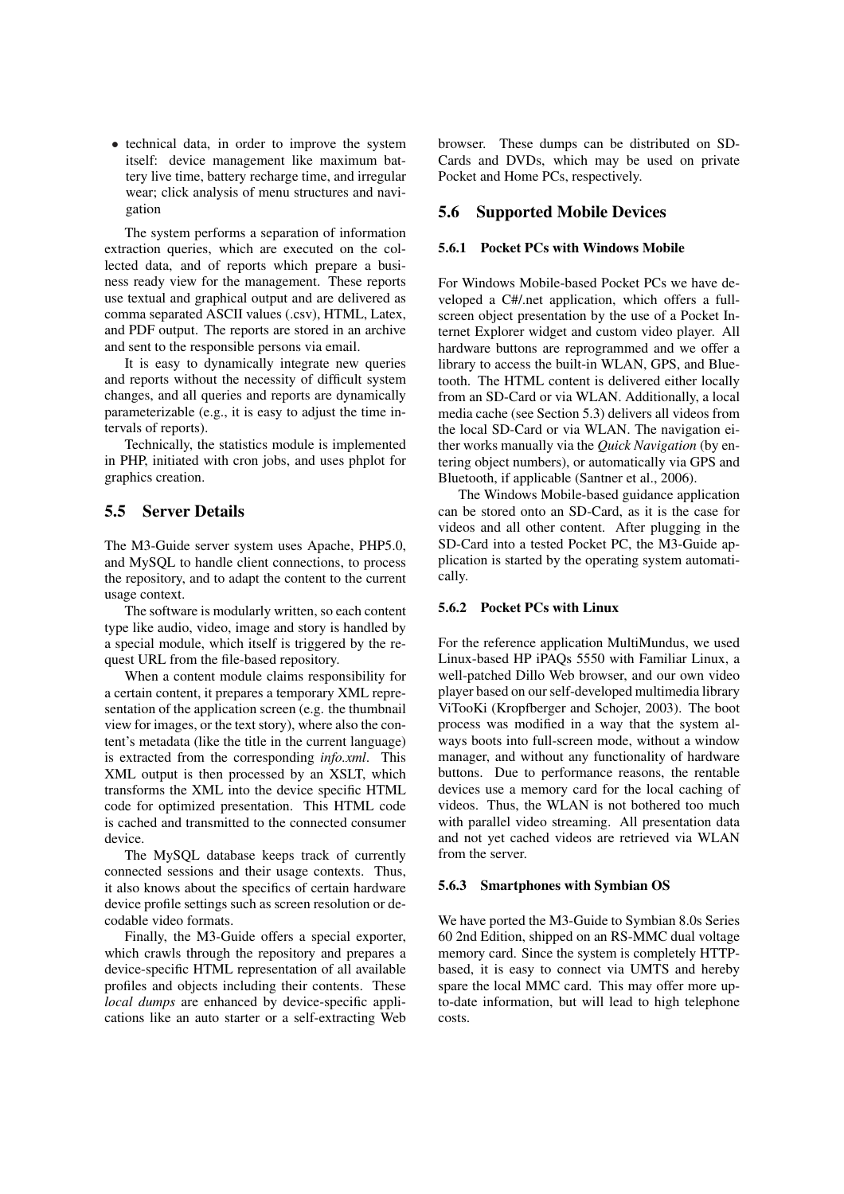- technical data, in order to improve the system itself: device management like maximum battery live time, battery recharge time, and irregular wear; click analysis of menu structures and navigation

The system performs a separation of information extraction queries, which are executed on the collected data, and of reports which prepare a business ready view for the management. These reports use textual and graphical output and are delivered as comma separated ASCII values (.csv), HTML, Latex, and PDF output. The reports are stored in an archive and sent to the responsible persons via email.

It is easy to dynamically integrate new queries and reports without the necessity of difficult system changes, and all queries and reports are dynamically parameterizable (e.g., it is easy to adjust the time intervals of reports).

Technically, the statistics module is implemented in PHP, initiated with cron jobs, and uses phplot for graphics creation.

## 5.5 Server Details

The M3-Guide server system uses Apache, PHP5.0, and MySQL to handle client connections, to process the repository, and to adapt the content to the current usage context.

The software is modularly written, so each content type like audio, video, image and story is handled by a special module, which itself is triggered by the request URL from the file-based repository.

When a content module claims responsibility for a certain content, it prepares a temporary XML representation of the application screen (e.g. the thumbnail view for images, or the text story), where also the content's metadata (like the title in the current language) is extracted from the corresponding *info.xml*. This XML output is then processed by an XSLT, which transforms the XML into the device specific HTML code for optimized presentation. This HTML code is cached and transmitted to the connected consumer device.

The MySQL database keeps track of currently connected sessions and their usage contexts. Thus, it also knows about the specifics of certain hardware device profile settings such as screen resolution or decodable video formats.

Finally, the M3-Guide offers a special exporter, which crawls through the repository and prepares a device-specific HTML representation of all available profiles and objects including their contents. These *local dumps* are enhanced by device-specific applications like an auto starter or a self-extracting Web browser. These dumps can be distributed on SD-Cards and DVDs, which may be used on private Pocket and Home PCs, respectively.

## 5.6 Supported Mobile Devices

### 5.6.1 Pocket PCs with Windows Mobile

For Windows Mobile-based Pocket PCs we have developed a C#/.net application, which offers a full-screen object presentation by the use of a Pocket Internet Explorer widget and custom video player. All hardware buttons are reprogrammed and we offer a library to access the built-in WLAN, GPS, and Bluetooth. The HTML content is delivered either locally from an SD-Card or via WLAN. Additionally, a local media cache (see Section 5.3) delivers all videos from the local SD-Card or via WLAN. The navigation either works manually via the *Quick Navigation* (by entering object numbers), or automatically via GPS and Bluetooth, if applicable (Santner et al., 2006).

The Windows Mobile-based guidance application can be stored onto an SD-Card, as it is the case for videos and all other content. After plugging in the SD-Card into a tested Pocket PC, the M3-Guide application is started by the operating system automatically.

### 5.6.2 Pocket PCs with Linux

For the reference application MultiMundus, we used Linux-based HP iPAQs 5550 with Familiar Linux, a well-patched Dillo Web browser, and our own video player based on our self-developed multimedia library ViTooKi (Kropfberger and Schojer, 2003). The boot process was modified in a way that the system always boots into full-screen mode, without a window manager, and without any functionality of hardware buttons. Due to performance reasons, the rentable devices use a memory card for the local caching of videos. Thus, the WLAN is not bothered too much with parallel video streaming. All presentation data and not yet cached videos are retrieved via WLAN from the server.

### 5.6.3 Smartphones with Symbian OS

We have ported the M3-Guide to Symbian 8.0s Series 60 2nd Edition, shipped on an RS-MMC dual voltage memory card. Since the system is completely HTTP-based, it is easy to connect via UMTS and hereby spare the local MMC card. This may offer more up-to-date information, but will lead to high telephone costs.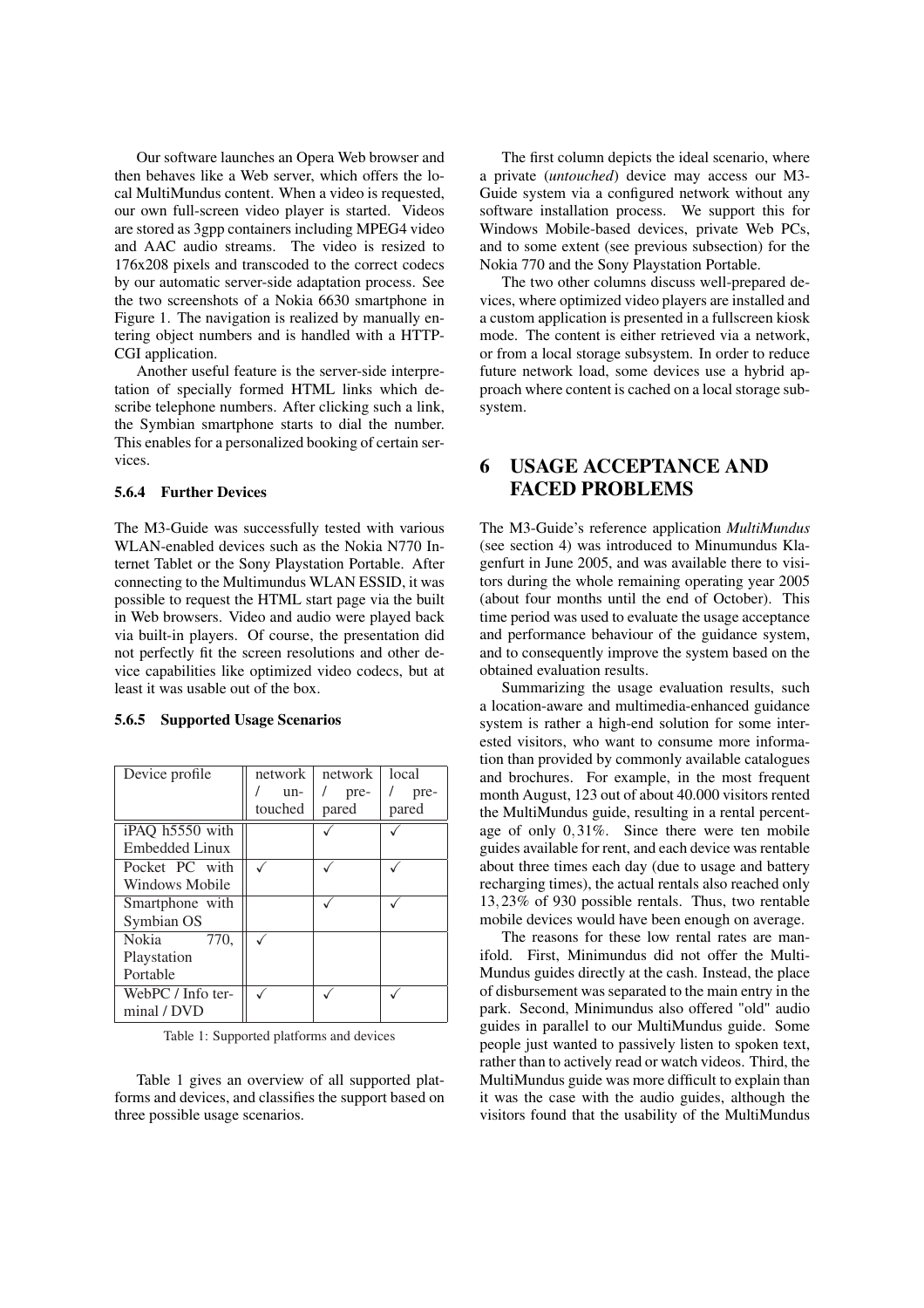Our software launches an Opera Web browser and then behaves like a Web server, which offers the local MultiMundus content. When a video is requested, our own full-screen video player is started. Videos are stored as 3gpp containers including MPEG4 video and AAC audio streams. The video is resized to 176x208 pixels and transcoded to the correct codecs by our automatic server-side adaptation process. See the two screenshots of a Nokia 6630 smartphone in Figure 1. The navigation is realized by manually entering object numbers and is handled with a HTTP-CGI application.

Another useful feature is the server-side interpretation of specially formed HTML links which describe telephone numbers. After clicking such a link, the Symbian smartphone starts to dial the number. This enables for a personalized booking of certain services.

#### 5.6.4 Further Devices

The M3-Guide was successfully tested with various WLAN-enabled devices such as the Nokia N770 Internet Tablet or the Sony Playstation Portable. After connecting to the Multimundus WLAN ESSID, it was possible to request the HTML start page via the built in Web browsers. Video and audio were played back via built-in players. Of course, the presentation did not perfectly fit the screen resolutions and other device capabilities like optimized video codecs, but at least it was usable out of the box.

#### 5.6.5 Supported Usage Scenarios

| Device profile | network / untouched | network / prepared | local / prepared |
|---|---|---|---|
| iPAQ h5550 with Embedded Linux | | ✓ | ✓ |
| Pocket PC with Windows Mobile | ✓ | ✓ | ✓ |
| Smartphone with Symbian OS | | ✓ | ✓ |
| Nokia 770, Playstation Portable | ✓ | | |
| WebPC / Info terminal / DVD | ✓ | ✓ | ✓ |

Table 1: Supported platforms and devices

Table 1 gives an overview of all supported platforms and devices, and classifies the support based on three possible usage scenarios.

The first column depicts the ideal scenario, where a private (*untouched*) device may access our M3-Guide system via a configured network without any software installation process. We support this for Windows Mobile-based devices, private Web PCs, and to some extent (see previous subsection) for the Nokia 770 and the Sony Playstation Portable.

The two other columns discuss well-prepared devices, where optimized video players are installed and a custom application is presented in a fullscreen kiosk mode. The content is either retrieved via a network, or from a local storage subsystem. In order to reduce future network load, some devices use a hybrid approach where content is cached on a local storage subsystem.

## 6 USAGE ACCEPTANCE AND FACED PROBLEMS

The M3-Guide's reference application *MultiMundus* (see section 4) was introduced to Minumundus Klagenfurt in June 2005, and was available there to visitors during the whole remaining operating year 2005 (about four months until the end of October). This time period was used to evaluate the usage acceptance and performance behaviour of the guidance system, and to consequently improve the system based on the obtained evaluation results.

Summarizing the usage evaluation results, such a location-aware and multimedia-enhanced guidance system is rather a high-end solution for some interested visitors, who want to consume more information than provided by commonly available catalogues and brochures. For example, in the most frequent month August, 123 out of about 40.000 visitors rented the MultiMundus guide, resulting in a rental percentage of only $0,31\%$. Since there were ten mobile guides available for rent, and each device was rentable about three times each day (due to usage and battery recharging times), the actual rentals also reached only $13,23\%$ of 930 possible rentals. Thus, two rentable mobile devices would have been enough on average.

The reasons for these low rental rates are manifold. First, Minimundus did not offer the MultiMundus guides directly at the cash. Instead, the place of disbursement was separated to the main entry in the park. Second, Minimundus also offered "old" audio guides in parallel to our MultiMundus guide. Some people just wanted to passively listen to spoken text, rather than to actively read or watch videos. Third, the MultiMundus guide was more difficult to explain than it was the case with the audio guides, although the visitors found that the usability of the MultiMundus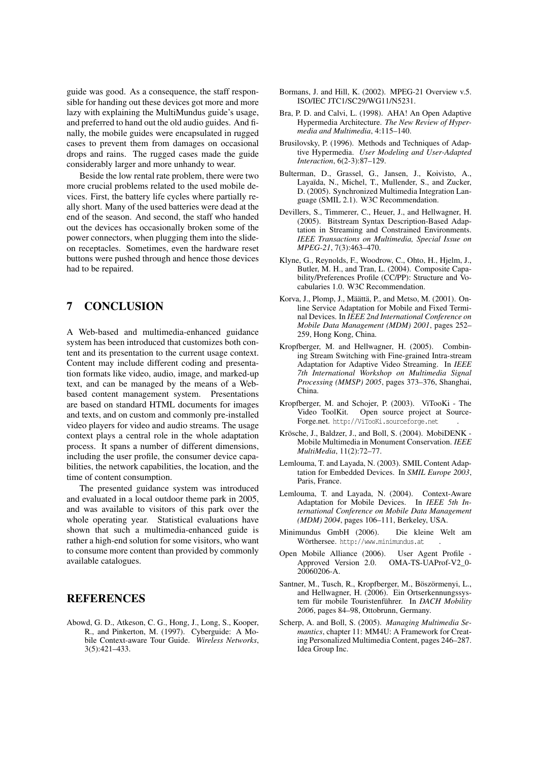guide was good. As a consequence, the staff responsible for handing out these devices got more and more lazy with explaining the MultiMundus guide's usage, and preferred to hand out the old audio guides. And finally, the mobile guides were encapsulated in rugged cases to prevent them from damages on occasional drops and rains. The rugged cases made the guide considerably larger and more unhandy to wear.

Beside the low rental rate problem, there were two more crucial problems related to the used mobile devices. First, the battery life cycles where partially really short. Many of the used batteries were dead at the end of the season. And second, the staff who handed out the devices has occasionally broken some of the power connectors, when plugging them into the slide-on receptacles. Sometimes, even the hardware reset buttons were pushed through and hence those devices had to be repaired.

## 7 CONCLUSION

A Web-based and multimedia-enhanced guidance system has been introduced that customizes both content and its presentation to the current usage context. Content may include different coding and presentation formats like video, audio, image, and marked-up text, and can be managed by the means of a Web-based content management system. Presentations are based on standard HTML documents for images and texts, and on custom and commonly pre-installed video players for video and audio streams. The usage context plays a central role in the whole adaptation process. It spans a number of different dimensions, including the user profile, the consumer device capabilities, the network capabilities, the location, and the time of content consumption.

The presented guidance system was introduced and evaluated in a local outdoor theme park in 2005, and was available to visitors of this park over the whole operating year. Statistical evaluations have shown that such a multimedia-enhanced guide is rather a high-end solution for some visitors, who want to consume more content than provided by commonly available catalogues.

## REFERENCES

Abowd, G. D., Atkeson, C. G., Hong, J., Long, S., Kooper, R., and Pinkerton, M. (1997). Cyberguide: A Mobile Context-aware Tour Guide. *Wireless Networks*, 3(5):421–433.

Bormans, J. and Hill, K. (2002). MPEG-21 Overview v.5. ISO/IEC JTC1/SC29/WG11/N5231.

Bra, P. D. and Calvi, L. (1998). AHA! An Open Adaptive Hypermedia Architecture. *The New Review of Hypermedia and Multimedia*, 4:115–140.

Brusilovsky, P. (1996). Methods and Techniques of Adaptive Hypermedia. *User Modeling and User-Adapted Interaction*, 6(2-3):87–129.

Bulterman, D., Grassel, G., Jansen, J., Koivisto, A., Layaïda, N., Michel, T., Mullender, S., and Zucker, D. (2005). Synchronized Multimedia Integration Language (SMIL 2.1). W3C Recommendation.

Devillers, S., Timmerer, C., Heuer, J., and Hellwagner, H. (2005). Bitstream Syntax Description-Based Adaptation in Streaming and Constrained Environments. *IEEE Transactions on Multimedia, Special Issue on MPEG-21*, 7(3):463–470.

Klyne, G., Reynolds, F., Woodrow, C., Ohto, H., Hjelm, J., Butler, M. H., and Tran, L. (2004). Composite Capability/Preferences Profile (CC/PP): Structure and Vocabularies 1.0. W3C Recommendation.

Korva, J., Plomp, J., Määttä, P., and Metso, M. (2001). Online Service Adaptation for Mobile and Fixed Terminal Devices. In *IEEE 2nd International Conference on Mobile Data Management (MDM) 2001*, pages 252–259, Hong Kong, China.

Kropfberger, M. and Hellwagner, H. (2005). Combining Stream Switching with Fine-grained Intra-stream Adaptation for Adaptive Video Streaming. In *IEEE 7th International Workshop on Multimedia Signal Processing (MMSP) 2005*, pages 373–376, Shanghai, China.

Kropfberger, M. and Schojer, P. (2003). ViTooKi - The Video ToolKit. Open source project at SourceForge.net. http://ViTooKi.sourceforge.net .

Krösche, J., Baldzer, J., and Boll, S. (2004). MobiDENK - Mobile Multimedia in Monument Conservation. *IEEE MultiMedia*, 11(2):72–77.

Lemlouma, T. and Layada, N. (2003). SMIL Content Adaptation for Embedded Devices. In *SMIL Europe 2003*, Paris, France.

Lemlouma, T. and Layada, N. (2004). Context-Aware Adaptation for Mobile Devices. In *IEEE 5th International Conference on Mobile Data Management (MDM) 2004*, pages 106–111, Berkeley, USA.

Minimundus GmbH (2006). Die kleine Welt am Wörthersee. http://www.minimundus.at .

Open Mobile Alliance (2006). User Agent Profile - Approved Version 2.0. OMA-TS-UAProf-V2_0-20060206-A.

Santner, M., Tusch, R., Kropfberger, M., Böszörmenyi, L., and Hellwagner, H. (2006). Ein Ortserkennungssystem für mobile Touristenführer. In *DACH Mobility 2006*, pages 84–98, Ottobrunn, Germany.

Scherp, A. and Boll, S. (2005). *Managing Multimedia Semantics*, chapter 11: MM4U: A Framework for Creating Personalized Multimedia Content, pages 246–287. Idea Group Inc.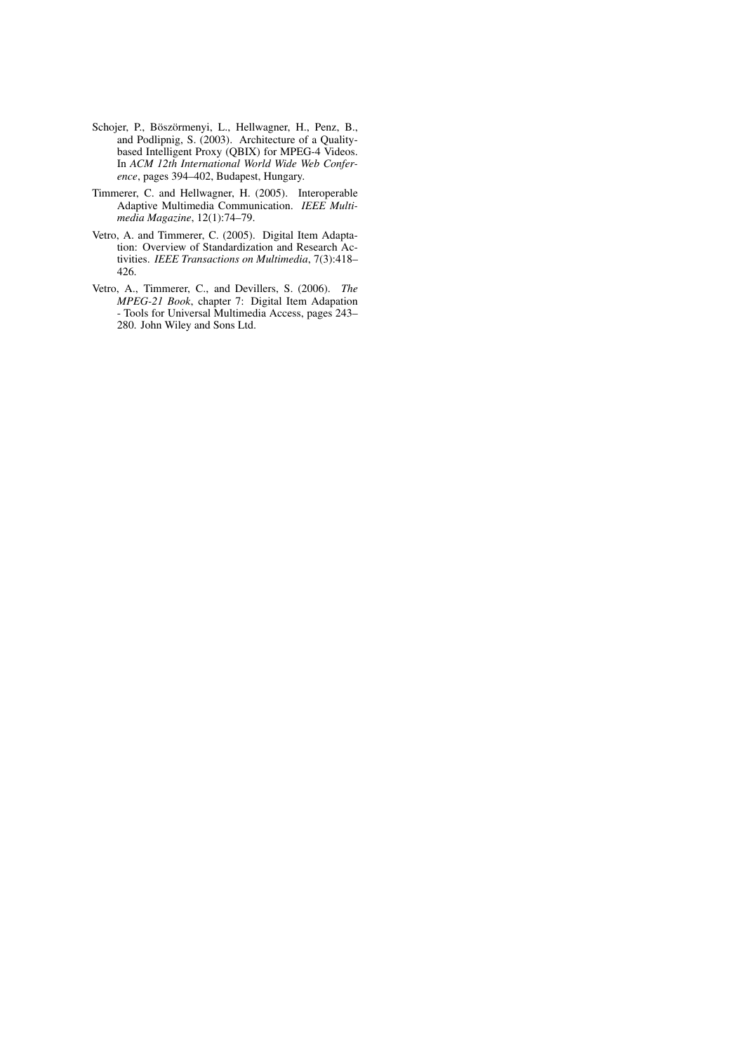Schojer, P., Böszörmenyi, L., Hellwagner, H., Penz, B., and Podlipnig, S. (2003). Architecture of a Quality-based Intelligent Proxy (QBIX) for MPEG-4 Videos. In *ACM 12th International World Wide Web Conference*, pages 394–402, Budapest, Hungary.

Timmerer, C. and Hellwagner, H. (2005). Interoperable Adaptive Multimedia Communication. *IEEE Multimedia Magazine*, 12(1):74–79.

Vetro, A. and Timmerer, C. (2005). Digital Item Adaptation: Overview of Standardization and Research Activities. *IEEE Transactions on Multimedia*, 7(3):418–426.

Vetro, A., Timmerer, C., and Devillers, S. (2006). *The MPEG-21 Book*, chapter 7: Digital Item Adapation - Tools for Universal Multimedia Access, pages 243–280. John Wiley and Sons Ltd.